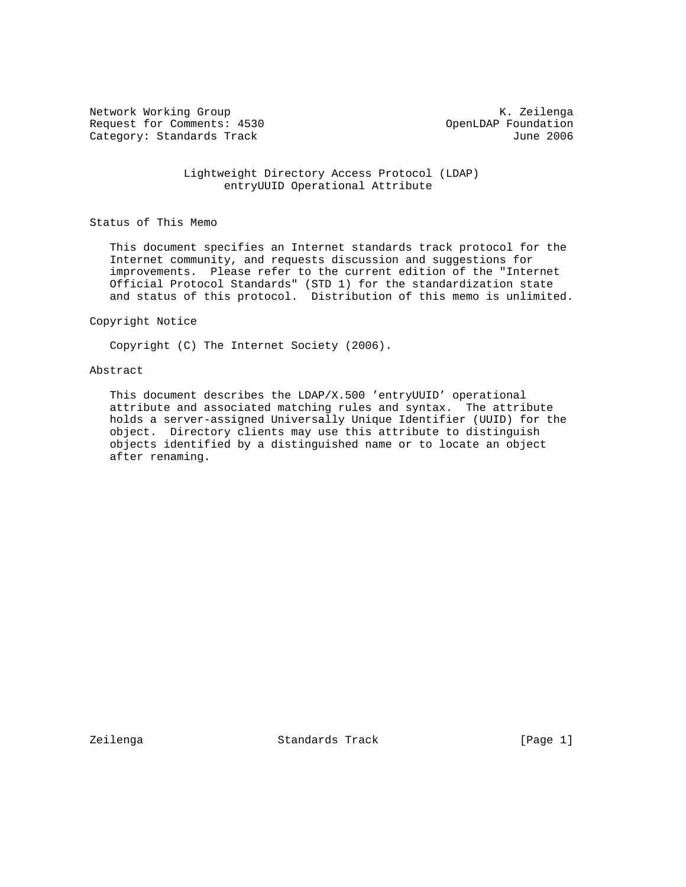Network Working Group K. Zeilenga
Request for Comments: 4530 OpenLDAP Foundation
Category: Standards Track June 2006

# Lightweight Directory Access Protocol (LDAP) entryUUID Operational Attribute

## Status of This Memo

This document specifies an Internet standards track protocol for the Internet community, and requests discussion and suggestions for improvements. Please refer to the current edition of the "Internet Official Protocol Standards" (STD 1) for the standardization state and status of this protocol. Distribution of this memo is unlimited.

## Copyright Notice

Copyright (C) The Internet Society (2006).

## Abstract

This document describes the LDAP/X.500 'entryUUID' operational attribute and associated matching rules and syntax. The attribute holds a server-assigned Universally Unique Identifier (UUID) for the object. Directory clients may use this attribute to distinguish objects identified by a distinguished name or to locate an object after renaming.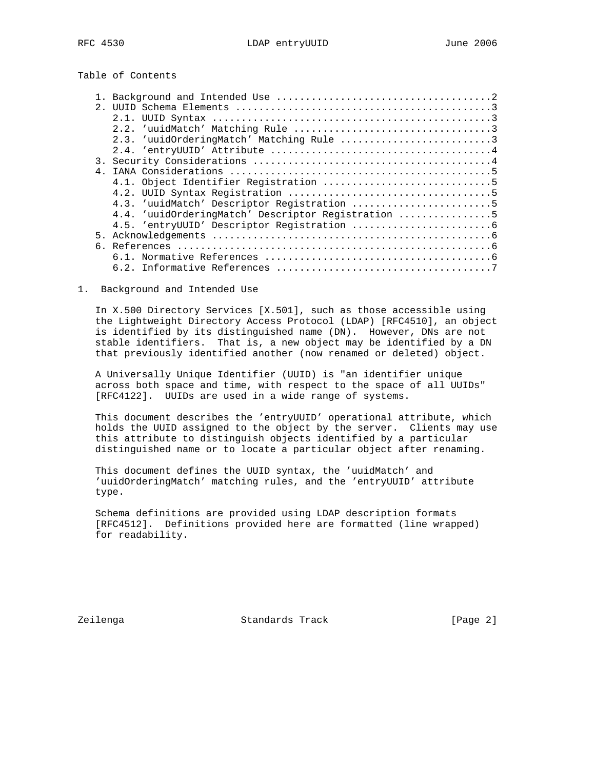Table of Contents

1. Background and Intended Use ....................................2
2. UUID Schema Elements ...........................................3
   2.1. UUID Syntax ...............................................3
   2.2. 'uuidMatch' Matching Rule .................................3
   2.3. 'uuidOrderingMatch' Matching Rule .........................3
   2.4. 'entryUUID' Attribute .....................................4
3. Security Considerations ........................................4
4. IANA Considerations ............................................5
   4.1. Object Identifier Registration ............................5
   4.2. UUID Syntax Registration ..................................5
   4.3. 'uuidMatch' Descriptor Registration .......................5
   4.4. 'uuidOrderingMatch' Descriptor Registration ...............5
   4.5. 'entryUUID' Descriptor Registration .......................6
5. Acknowledgements ...............................................6
6. References .....................................................6
   6.1. Normative References ......................................6
   6.2. Informative References ....................................7

# 1. Background and Intended Use

In X.500 Directory Services [X.501], such as those accessible using the Lightweight Directory Access Protocol (LDAP) [RFC4510], an object is identified by its distinguished name (DN). However, DNs are not stable identifiers. That is, a new object may be identified by a DN that previously identified another (now renamed or deleted) object.

A Universally Unique Identifier (UUID) is "an identifier unique across both space and time, with respect to the space of all UUIDs" [RFC4122]. UUIDs are used in a wide range of systems.

This document describes the 'entryUUID' operational attribute, which holds the UUID assigned to the object by the server. Clients may use this attribute to distinguish objects identified by a particular distinguished name or to locate a particular object after renaming.

This document defines the UUID syntax, the 'uuidMatch' and 'uuidOrderingMatch' matching rules, and the 'entryUUID' attribute type.

Schema definitions are provided using LDAP description formats [RFC4512]. Definitions provided here are formatted (line wrapped) for readability.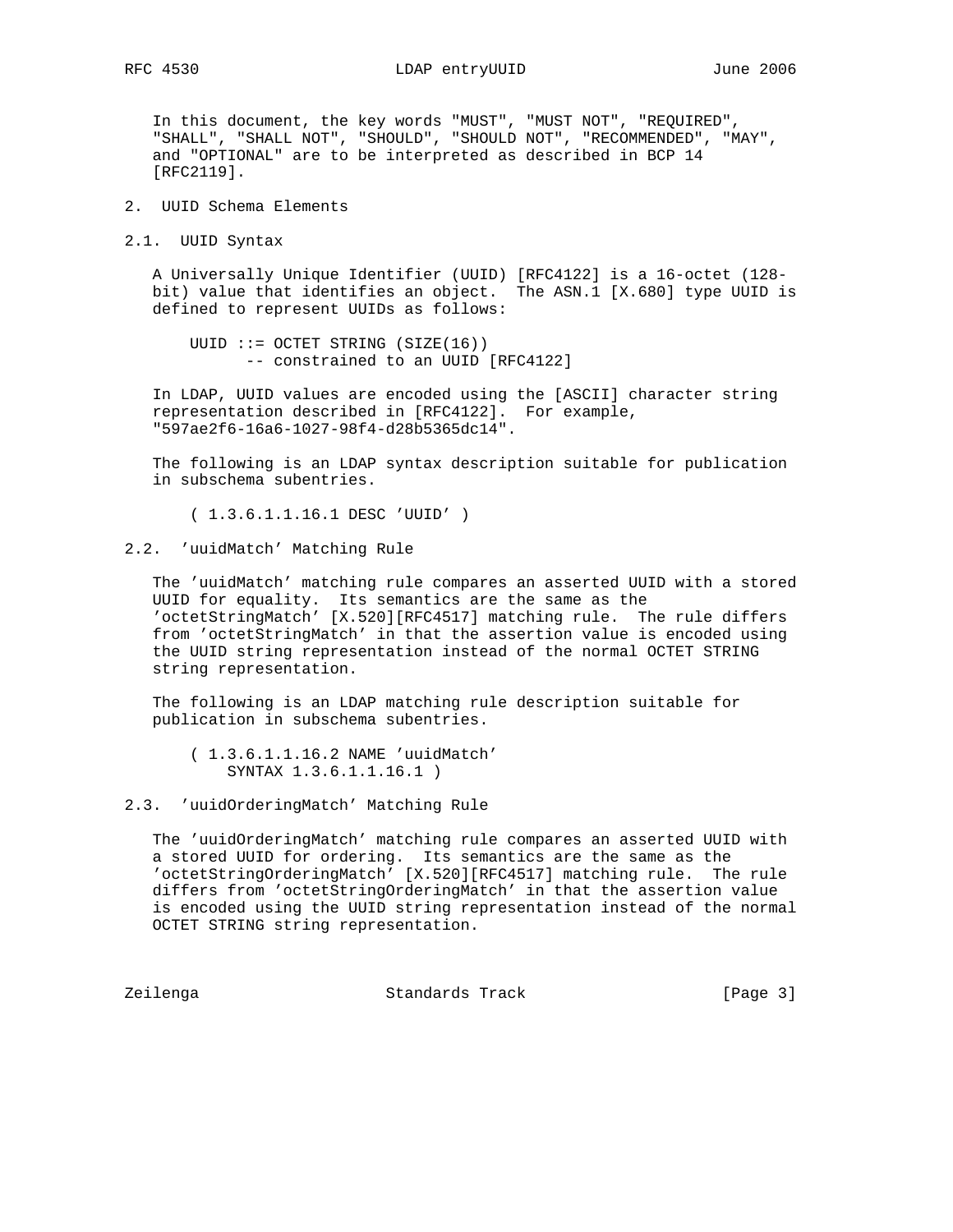In this document, the key words "MUST", "MUST NOT", "REQUIRED", "SHALL", "SHALL NOT", "SHOULD", "SHOULD NOT", "RECOMMENDED", "MAY", and "OPTIONAL" are to be interpreted as described in BCP 14 [RFC2119].

## 2. UUID Schema Elements

### 2.1. UUID Syntax

A Universally Unique Identifier (UUID) [RFC4122] is a 16-octet (128-bit) value that identifies an object. The ASN.1 [X.680] type UUID is defined to represent UUIDs as follows:

```
UUID ::= OCTET STRING (SIZE(16))
      -- constrained to an UUID [RFC4122]
```

In LDAP, UUID values are encoded using the [ASCII] character string representation described in [RFC4122]. For example, "597ae2f6-16a6-1027-98f4-d28b5365dc14".

The following is an LDAP syntax description suitable for publication in subschema subentries.

```
( 1.3.6.1.1.16.1 DESC 'UUID' )
```

### 2.2. 'uuidMatch' Matching Rule

The 'uuidMatch' matching rule compares an asserted UUID with a stored UUID for equality. Its semantics are the same as the 'octetStringMatch' [X.520][RFC4517] matching rule. The rule differs from 'octetStringMatch' in that the assertion value is encoded using the UUID string representation instead of the normal OCTET STRING string representation.

The following is an LDAP matching rule description suitable for publication in subschema subentries.

```
( 1.3.6.1.1.16.2 NAME 'uuidMatch'
    SYNTAX 1.3.6.1.1.16.1 )
```

### 2.3. 'uuidOrderingMatch' Matching Rule

The 'uuidOrderingMatch' matching rule compares an asserted UUID with a stored UUID for ordering. Its semantics are the same as the 'octetStringOrderingMatch' [X.520][RFC4517] matching rule. The rule differs from 'octetStringOrderingMatch' in that the assertion value is encoded using the UUID string representation instead of the normal OCTET STRING string representation.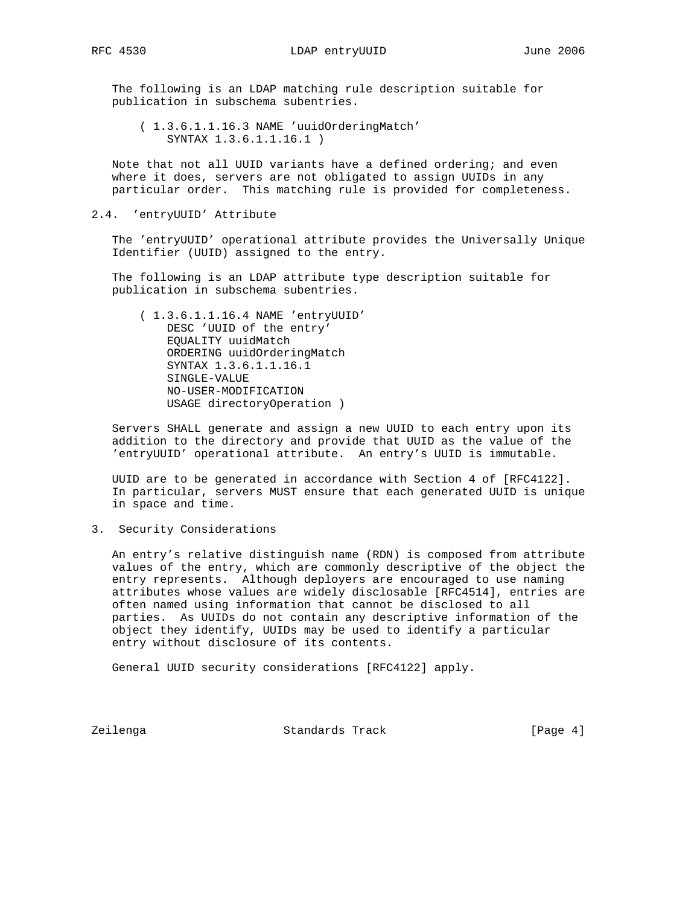The following is an LDAP matching rule description suitable for publication in subschema subentries.

```
( 1.3.6.1.1.16.3 NAME 'uuidOrderingMatch'
    SYNTAX 1.3.6.1.1.16.1 )
```

Note that not all UUID variants have a defined ordering; and even where it does, servers are not obligated to assign UUIDs in any particular order. This matching rule is provided for completeness.

## 2.4. 'entryUUID' Attribute

The 'entryUUID' operational attribute provides the Universally Unique Identifier (UUID) assigned to the entry.

The following is an LDAP attribute type description suitable for publication in subschema subentries.

```
( 1.3.6.1.1.16.4 NAME 'entryUUID'
    DESC 'UUID of the entry'
    EQUALITY uuidMatch
    ORDERING uuidOrderingMatch
    SYNTAX 1.3.6.1.1.16.1
    SINGLE-VALUE
    NO-USER-MODIFICATION
    USAGE directoryOperation )
```

Servers SHALL generate and assign a new UUID to each entry upon its addition to the directory and provide that UUID as the value of the 'entryUUID' operational attribute. An entry's UUID is immutable.

UUID are to be generated in accordance with Section 4 of [RFC4122]. In particular, servers MUST ensure that each generated UUID is unique in space and time.

# 3. Security Considerations

An entry's relative distinguish name (RDN) is composed from attribute values of the entry, which are commonly descriptive of the object the entry represents. Although deployers are encouraged to use naming attributes whose values are widely disclosable [RFC4514], entries are often named using information that cannot be disclosed to all parties. As UUIDs do not contain any descriptive information of the object they identify, UUIDs may be used to identify a particular entry without disclosure of its contents.

General UUID security considerations [RFC4122] apply.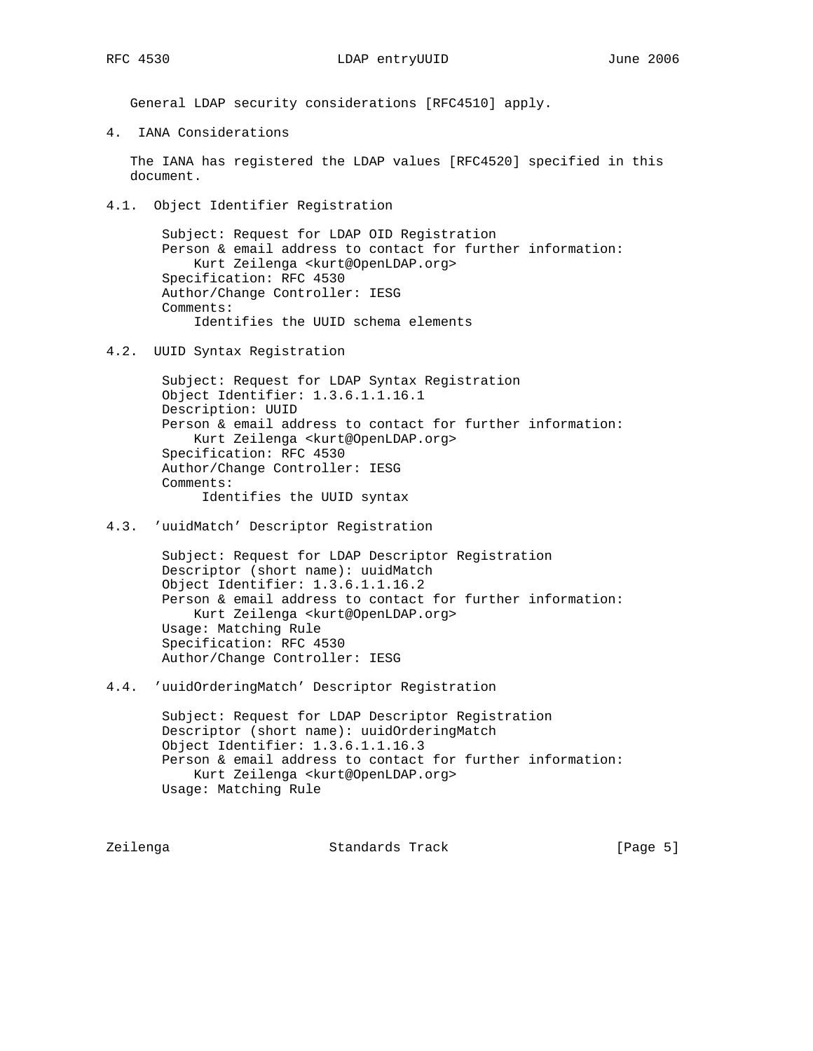General LDAP security considerations [RFC4510] apply.

## 4. IANA Considerations

The IANA has registered the LDAP values [RFC4520] specified in this document.

### 4.1. Object Identifier Registration

```
Subject: Request for LDAP OID Registration
Person & email address to contact for further information:
    Kurt Zeilenga <kurt@OpenLDAP.org>
Specification: RFC 4530
Author/Change Controller: IESG
Comments:
    Identifies the UUID schema elements
```

### 4.2. UUID Syntax Registration

```
Subject: Request for LDAP Syntax Registration
Object Identifier: 1.3.6.1.1.16.1
Description: UUID
Person & email address to contact for further information:
    Kurt Zeilenga <kurt@OpenLDAP.org>
Specification: RFC 4530
Author/Change Controller: IESG
Comments:
     Identifies the UUID syntax
```

### 4.3. 'uuidMatch' Descriptor Registration

```
Subject: Request for LDAP Descriptor Registration
Descriptor (short name): uuidMatch
Object Identifier: 1.3.6.1.1.16.2
Person & email address to contact for further information:
    Kurt Zeilenga <kurt@OpenLDAP.org>
Usage: Matching Rule
Specification: RFC 4530
Author/Change Controller: IESG
```

### 4.4. 'uuidOrderingMatch' Descriptor Registration

```
Subject: Request for LDAP Descriptor Registration
Descriptor (short name): uuidOrderingMatch
Object Identifier: 1.3.6.1.1.16.3
Person & email address to contact for further information:
    Kurt Zeilenga <kurt@OpenLDAP.org>
Usage: Matching Rule
```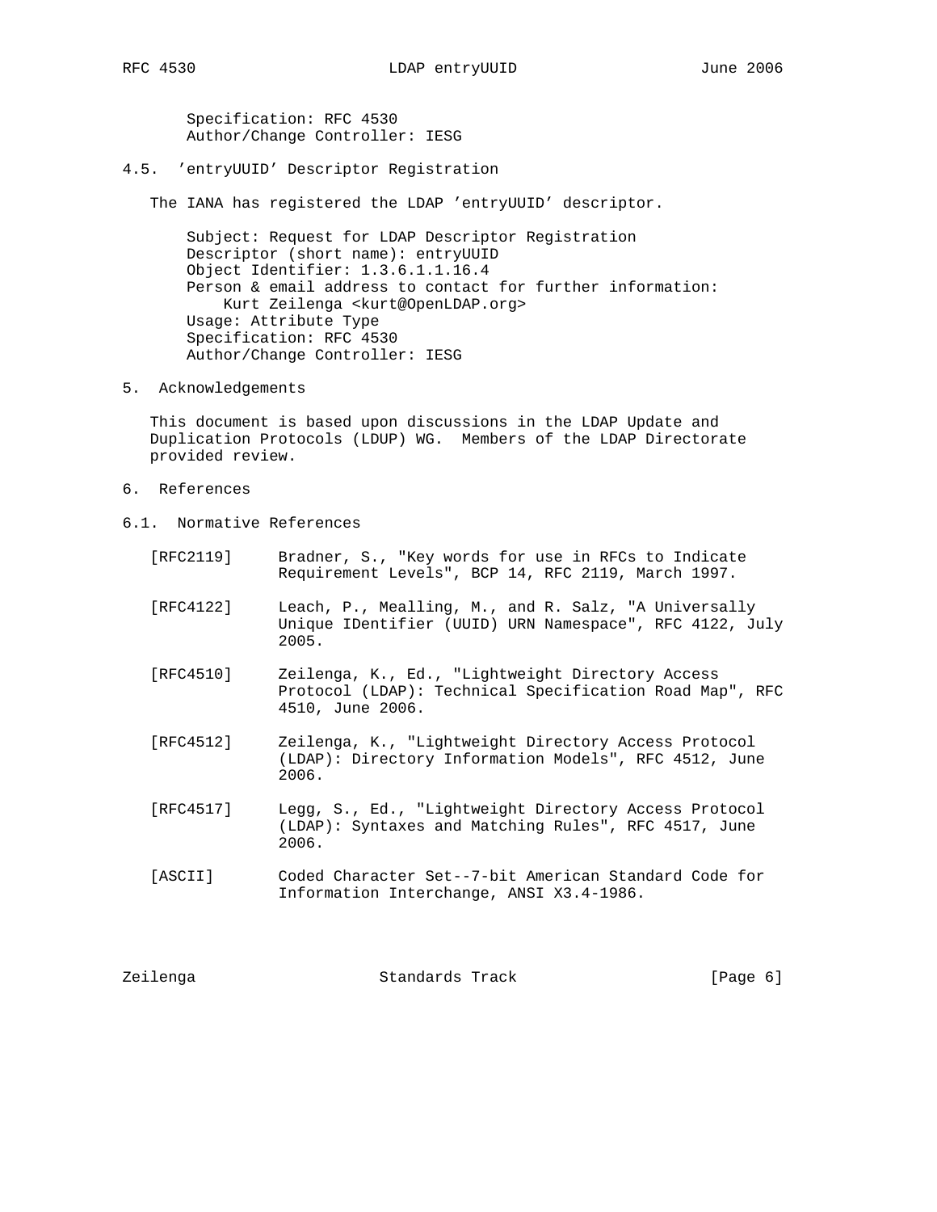Specification: RFC 4530
Author/Change Controller: IESG

### 4.5. 'entryUUID' Descriptor Registration

The IANA has registered the LDAP 'entryUUID' descriptor.

```
Subject: Request for LDAP Descriptor Registration
Descriptor (short name): entryUUID
Object Identifier: 1.3.6.1.1.16.4
Person & email address to contact for further information:
    Kurt Zeilenga <kurt@OpenLDAP.org>
Usage: Attribute Type
Specification: RFC 4530
Author/Change Controller: IESG
```

## 5. Acknowledgements

This document is based upon discussions in the LDAP Update and Duplication Protocols (LDUP) WG. Members of the LDAP Directorate provided review.

## 6. References

### 6.1. Normative References

[RFC2119] Bradner, S., "Key words for use in RFCs to Indicate Requirement Levels", BCP 14, RFC 2119, March 1997.

[RFC4122] Leach, P., Mealling, M., and R. Salz, "A Universally Unique IDentifier (UUID) URN Namespace", RFC 4122, July 2005.

[RFC4510] Zeilenga, K., Ed., "Lightweight Directory Access Protocol (LDAP): Technical Specification Road Map", RFC 4510, June 2006.

[RFC4512] Zeilenga, K., "Lightweight Directory Access Protocol (LDAP): Directory Information Models", RFC 4512, June 2006.

[RFC4517] Legg, S., Ed., "Lightweight Directory Access Protocol (LDAP): Syntaxes and Matching Rules", RFC 4517, June 2006.

[ASCII] Coded Character Set--7-bit American Standard Code for Information Interchange, ANSI X3.4-1986.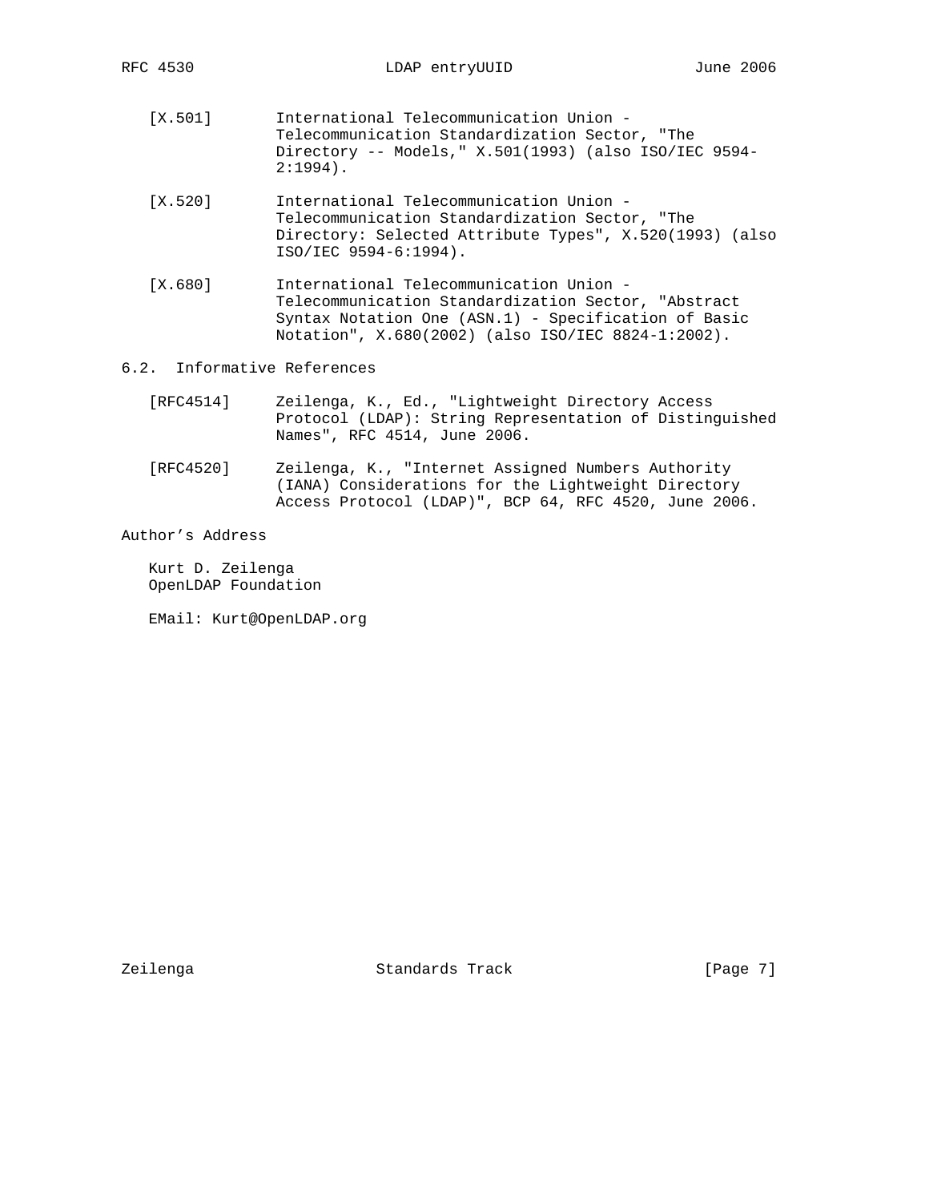[X.501] International Telecommunication Union - Telecommunication Standardization Sector, "The Directory -- Models," X.501(1993) (also ISO/IEC 9594-2:1994).

[X.520] International Telecommunication Union - Telecommunication Standardization Sector, "The Directory: Selected Attribute Types", X.520(1993) (also ISO/IEC 9594-6:1994).

[X.680] International Telecommunication Union - Telecommunication Standardization Sector, "Abstract Syntax Notation One (ASN.1) - Specification of Basic Notation", X.680(2002) (also ISO/IEC 8824-1:2002).

## 6.2. Informative References

[RFC4514] Zeilenga, K., Ed., "Lightweight Directory Access Protocol (LDAP): String Representation of Distinguished Names", RFC 4514, June 2006.

[RFC4520] Zeilenga, K., "Internet Assigned Numbers Authority (IANA) Considerations for the Lightweight Directory Access Protocol (LDAP)", BCP 64, RFC 4520, June 2006.

## Author's Address

Kurt D. Zeilenga
OpenLDAP Foundation

EMail: Kurt@OpenLDAP.org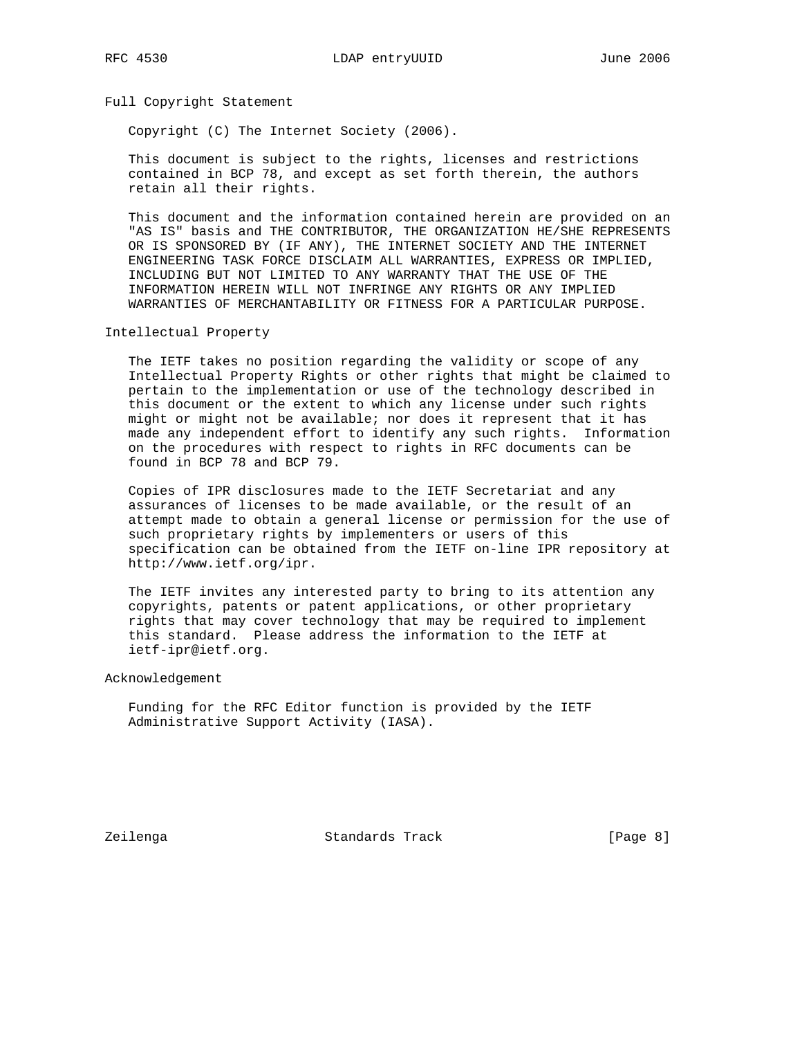## Full Copyright Statement

Copyright (C) The Internet Society (2006).

This document is subject to the rights, licenses and restrictions contained in BCP 78, and except as set forth therein, the authors retain all their rights.

This document and the information contained herein are provided on an "AS IS" basis and THE CONTRIBUTOR, THE ORGANIZATION HE/SHE REPRESENTS OR IS SPONSORED BY (IF ANY), THE INTERNET SOCIETY AND THE INTERNET ENGINEERING TASK FORCE DISCLAIM ALL WARRANTIES, EXPRESS OR IMPLIED, INCLUDING BUT NOT LIMITED TO ANY WARRANTY THAT THE USE OF THE INFORMATION HEREIN WILL NOT INFRINGE ANY RIGHTS OR ANY IMPLIED WARRANTIES OF MERCHANTABILITY OR FITNESS FOR A PARTICULAR PURPOSE.

## Intellectual Property

The IETF takes no position regarding the validity or scope of any Intellectual Property Rights or other rights that might be claimed to pertain to the implementation or use of the technology described in this document or the extent to which any license under such rights might or might not be available; nor does it represent that it has made any independent effort to identify any such rights. Information on the procedures with respect to rights in RFC documents can be found in BCP 78 and BCP 79.

Copies of IPR disclosures made to the IETF Secretariat and any assurances of licenses to be made available, or the result of an attempt made to obtain a general license or permission for the use of such proprietary rights by implementers or users of this specification can be obtained from the IETF on-line IPR repository at http://www.ietf.org/ipr.

The IETF invites any interested party to bring to its attention any copyrights, patents or patent applications, or other proprietary rights that may cover technology that may be required to implement this standard. Please address the information to the IETF at ietf-ipr@ietf.org.

## Acknowledgement

Funding for the RFC Editor function is provided by the IETF Administrative Support Activity (IASA).